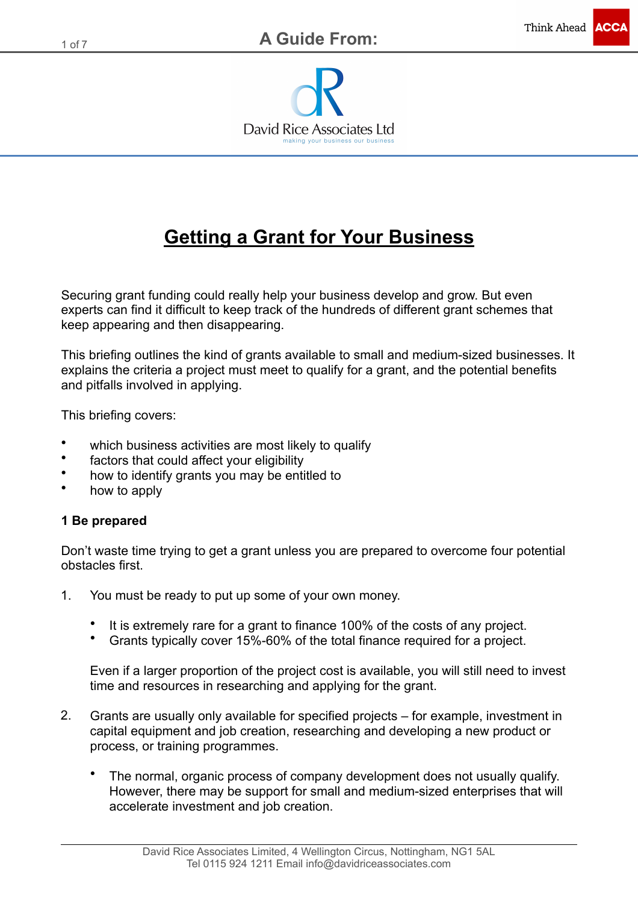A Guide From:

David Rice Associates Ltd
making your business our business

# Getting a Grant for Your Business

Securing grant funding could really help your business develop and grow. But even experts can find it difficult to keep track of the hundreds of different grant schemes that keep appearing and then disappearing.

This briefing outlines the kind of grants available to small and medium-sized businesses. It explains the criteria a project must meet to qualify for a grant, and the potential benefits and pitfalls involved in applying.

This briefing covers:

- which business activities are most likely to qualify
- factors that could affect your eligibility
- how to identify grants you may be entitled to
- how to apply

## 1 Be prepared

Don't waste time trying to get a grant unless you are prepared to overcome four potential obstacles first.

1. You must be ready to put up some of your own money.

   - It is extremely rare for a grant to finance 100% of the costs of any project.
   - Grants typically cover 15%-60% of the total finance required for a project.

   Even if a larger proportion of the project cost is available, you will still need to invest time and resources in researching and applying for the grant.

2. Grants are usually only available for specified projects – for example, investment in capital equipment and job creation, researching and developing a new product or process, or training programmes.

   - The normal, organic process of company development does not usually qualify. However, there may be support for small and medium-sized enterprises that will accelerate investment and job creation.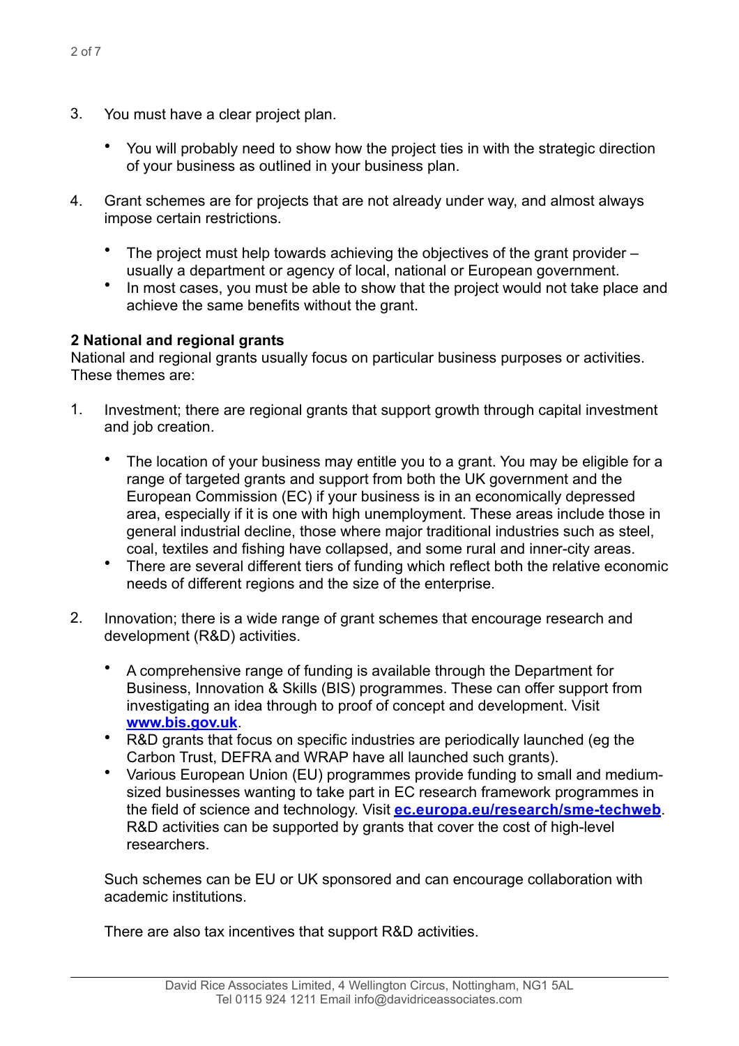3. You must have a clear project plan.

    - You will probably need to show how the project ties in with the strategic direction of your business as outlined in your business plan.

4. Grant schemes are for projects that are not already under way, and almost always impose certain restrictions.

    - The project must help towards achieving the objectives of the grant provider – usually a department or agency of local, national or European government.
    - In most cases, you must be able to show that the project would not take place and achieve the same benefits without the grant.

**2 National and regional grants**

National and regional grants usually focus on particular business purposes or activities. These themes are:

1. Investment; there are regional grants that support growth through capital investment and job creation.

    - The location of your business may entitle you to a grant. You may be eligible for a range of targeted grants and support from both the UK government and the European Commission (EC) if your business is in an economically depressed area, especially if it is one with high unemployment. These areas include those in general industrial decline, those where major traditional industries such as steel, coal, textiles and fishing have collapsed, and some rural and inner-city areas.
    - There are several different tiers of funding which reflect both the relative economic needs of different regions and the size of the enterprise.

2. Innovation; there is a wide range of grant schemes that encourage research and development (R&D) activities.

    - A comprehensive range of funding is available through the Department for Business, Innovation & Skills (BIS) programmes. These can offer support from investigating an idea through to proof of concept and development. Visit **www.bis.gov.uk**.
    - R&D grants that focus on specific industries are periodically launched (eg the Carbon Trust, DEFRA and WRAP have all launched such grants).
    - Various European Union (EU) programmes provide funding to small and medium-sized businesses wanting to take part in EC research framework programmes in the field of science and technology. Visit **ec.europa.eu/research/sme-techweb**. R&D activities can be supported by grants that cover the cost of high-level researchers.

    Such schemes can be EU or UK sponsored and can encourage collaboration with academic institutions.

    There are also tax incentives that support R&D activities.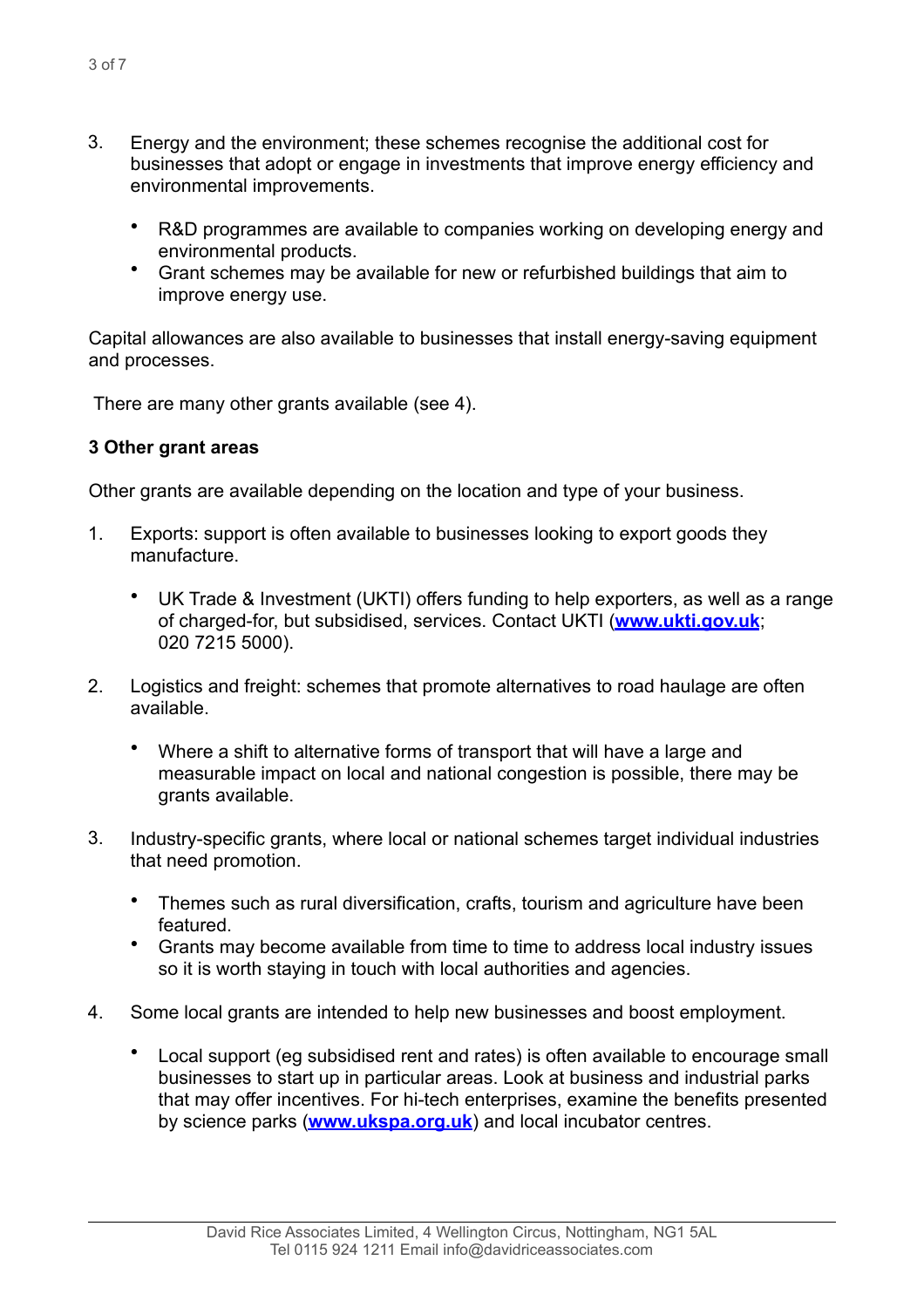3. Energy and the environment; these schemes recognise the additional cost for businesses that adopt or engage in investments that improve energy efficiency and environmental improvements.

    - R&D programmes are available to companies working on developing energy and environmental products.
    - Grant schemes may be available for new or refurbished buildings that aim to improve energy use.

Capital allowances are also available to businesses that install energy-saving equipment and processes.

There are many other grants available (see 4).

**3 Other grant areas**

Other grants are available depending on the location and type of your business.

1. Exports: support is often available to businesses looking to export goods they manufacture.

    - UK Trade & Investment (UKTI) offers funding to help exporters, as well as a range of charged-for, but subsidised, services. Contact UKTI (**www.ukti.gov.uk**; 020 7215 5000).

2. Logistics and freight: schemes that promote alternatives to road haulage are often available.

    - Where a shift to alternative forms of transport that will have a large and measurable impact on local and national congestion is possible, there may be grants available.

3. Industry-specific grants, where local or national schemes target individual industries that need promotion.

    - Themes such as rural diversification, crafts, tourism and agriculture have been featured.
    - Grants may become available from time to time to address local industry issues so it is worth staying in touch with local authorities and agencies.

4. Some local grants are intended to help new businesses and boost employment.

    - Local support (eg subsidised rent and rates) is often available to encourage small businesses to start up in particular areas. Look at business and industrial parks that may offer incentives. For hi-tech enterprises, examine the benefits presented by science parks (**www.ukspa.org.uk**) and local incubator centres.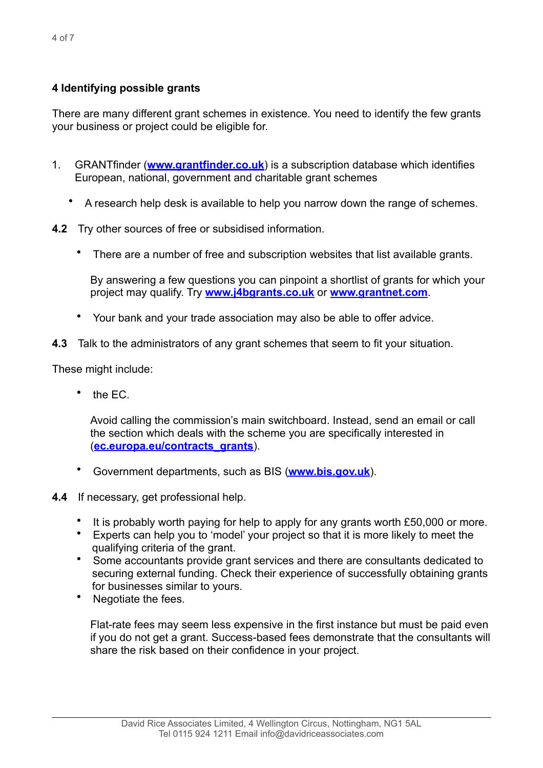**4 Identifying possible grants**

There are many different grant schemes in existence. You need to identify the few grants your business or project could be eligible for.

1. GRANTfinder (**www.grantfinder.co.uk**) is a subscription database which identifies European, national, government and charitable grant schemes

- A research help desk is available to help you narrow down the range of schemes.

**4.2** Try other sources of free or subsidised information.

- There are a number of free and subscription websites that list available grants.

  By answering a few questions you can pinpoint a shortlist of grants for which your project may qualify. Try **www.j4bgrants.co.uk** or **www.grantnet.com**.

- Your bank and your trade association may also be able to offer advice.

**4.3** Talk to the administrators of any grant schemes that seem to fit your situation.

These might include:

- the EC.

  Avoid calling the commission's main switchboard. Instead, send an email or call the section which deals with the scheme you are specifically interested in (**ec.europa.eu/contracts_grants**).

- Government departments, such as BIS (**www.bis.gov.uk**).

**4.4** If necessary, get professional help.

- It is probably worth paying for help to apply for any grants worth £50,000 or more.
- Experts can help you to 'model' your project so that it is more likely to meet the qualifying criteria of the grant.
- Some accountants provide grant services and there are consultants dedicated to securing external funding. Check their experience of successfully obtaining grants for businesses similar to yours.
- Negotiate the fees.

  Flat-rate fees may seem less expensive in the first instance but must be paid even if you do not get a grant. Success-based fees demonstrate that the consultants will share the risk based on their confidence in your project.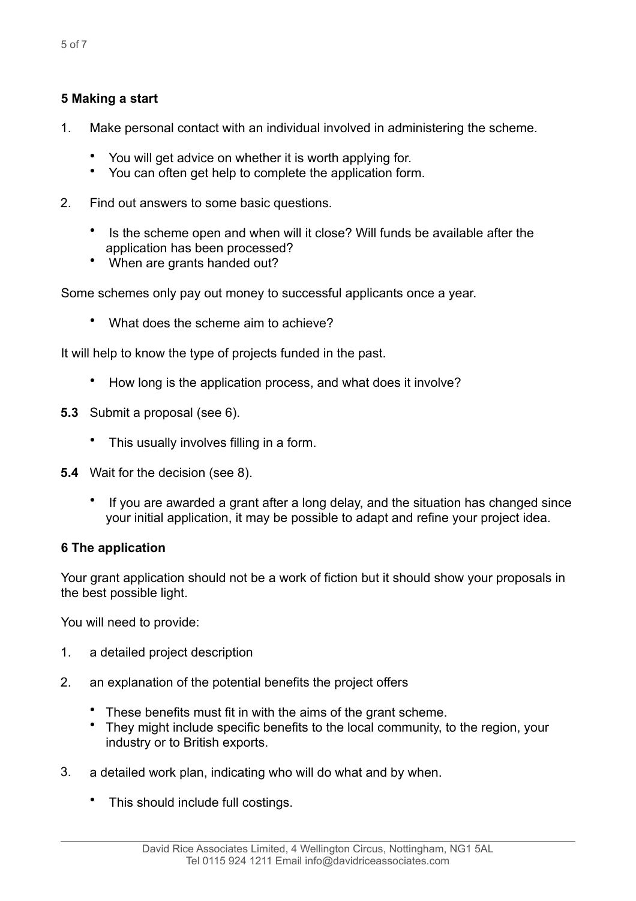## 5 Making a start

1. Make personal contact with an individual involved in administering the scheme.

    - You will get advice on whether it is worth applying for.
    - You can often get help to complete the application form.

2. Find out answers to some basic questions.

    - Is the scheme open and when will it close? Will funds be available after the application has been processed?
    - When are grants handed out?

Some schemes only pay out money to successful applicants once a year.

- What does the scheme aim to achieve?

It will help to know the type of projects funded in the past.

- How long is the application process, and what does it involve?

**5.3** Submit a proposal (see 6).

- This usually involves filling in a form.

**5.4** Wait for the decision (see 8).

- If you are awarded a grant after a long delay, and the situation has changed since your initial application, it may be possible to adapt and refine your project idea.

## 6 The application

Your grant application should not be a work of fiction but it should show your proposals in the best possible light.

You will need to provide:

1. a detailed project description

2. an explanation of the potential benefits the project offers

    - These benefits must fit in with the aims of the grant scheme.
    - They might include specific benefits to the local community, to the region, your industry or to British exports.

3. a detailed work plan, indicating who will do what and by when.

    - This should include full costings.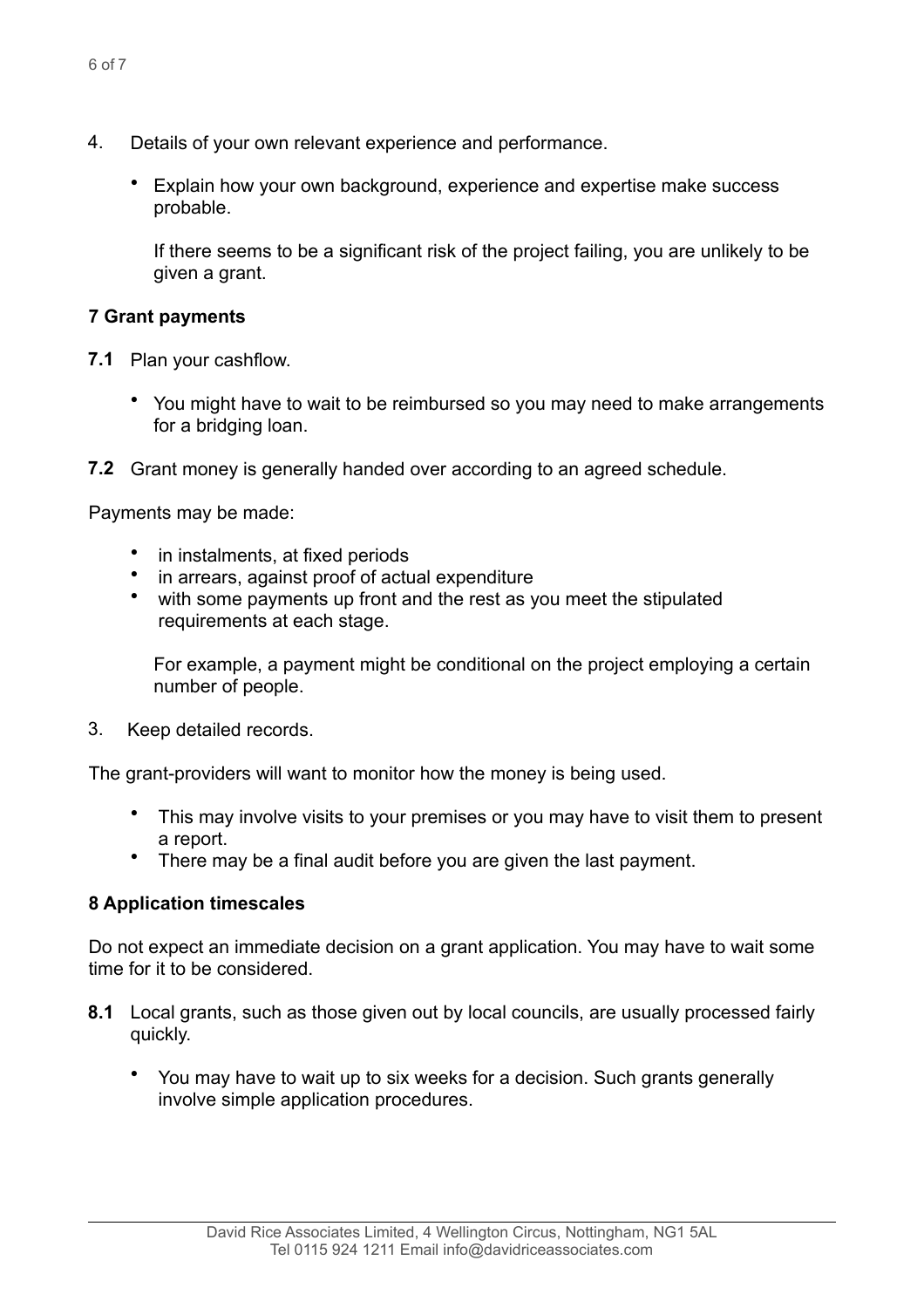4. Details of your own relevant experience and performance.

    - Explain how your own background, experience and expertise make success probable.

      If there seems to be a significant risk of the project failing, you are unlikely to be given a grant.

## 7 Grant payments

**7.1** Plan your cashflow.

- You might have to wait to be reimbursed so you may need to make arrangements for a bridging loan.

**7.2** Grant money is generally handed over according to an agreed schedule.

Payments may be made:

- in instalments, at fixed periods
- in arrears, against proof of actual expenditure
- with some payments up front and the rest as you meet the stipulated requirements at each stage.

  For example, a payment might be conditional on the project employing a certain number of people.

3. Keep detailed records.

The grant-providers will want to monitor how the money is being used.

- This may involve visits to your premises or you may have to visit them to present a report.
- There may be a final audit before you are given the last payment.

## 8 Application timescales

Do not expect an immediate decision on a grant application. You may have to wait some time for it to be considered.

**8.1** Local grants, such as those given out by local councils, are usually processed fairly quickly.

- You may have to wait up to six weeks for a decision. Such grants generally involve simple application procedures.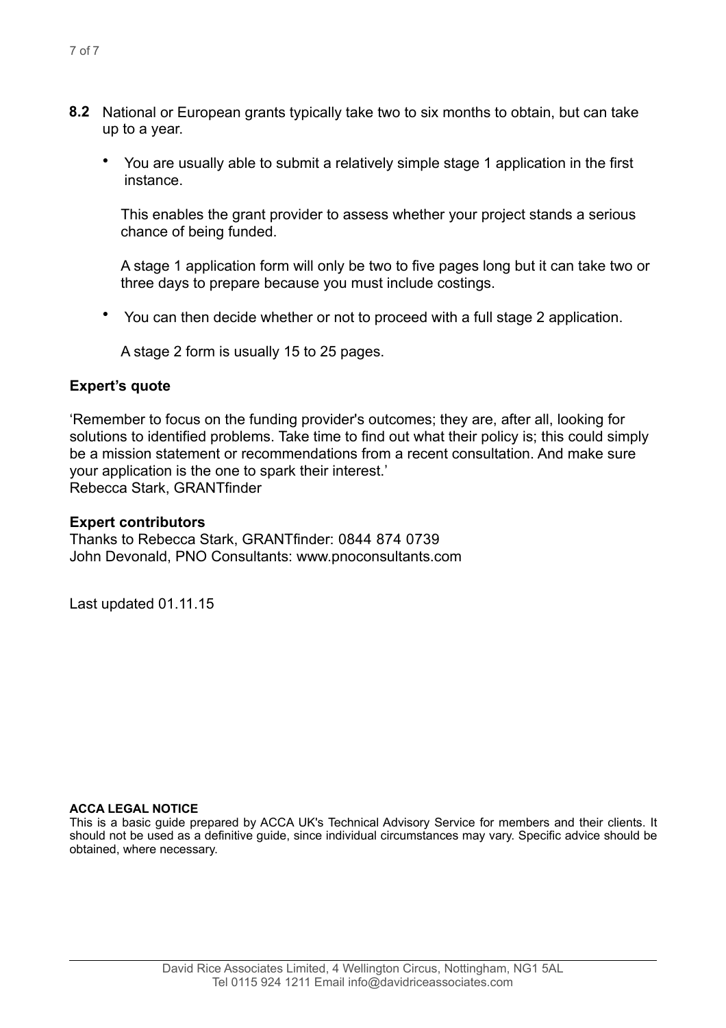**8.2** National or European grants typically take two to six months to obtain, but can take up to a year.

- You are usually able to submit a relatively simple stage 1 application in the first instance.

  This enables the grant provider to assess whether your project stands a serious chance of being funded.

  A stage 1 application form will only be two to five pages long but it can take two or three days to prepare because you must include costings.

- You can then decide whether or not to proceed with a full stage 2 application.

  A stage 2 form is usually 15 to 25 pages.

**Expert's quote**

'Remember to focus on the funding provider's outcomes; they are, after all, looking for solutions to identified problems. Take time to find out what their policy is; this could simply be a mission statement or recommendations from a recent consultation. And make sure your application is the one to spark their interest.'
Rebecca Stark, GRANTfinder

**Expert contributors**
Thanks to Rebecca Stark, GRANTfinder: 0844 874 0739
John Devonald, PNO Consultants: www.pnoconsultants.com

Last updated 01.11.15

**ACCA LEGAL NOTICE**
This is a basic guide prepared by ACCA UK's Technical Advisory Service for members and their clients. It should not be used as a definitive guide, since individual circumstances may vary. Specific advice should be obtained, where necessary.

David Rice Associates Limited, 4 Wellington Circus, Nottingham, NG1 5AL
Tel 0115 924 1211 Email info@davidriceassociates.com